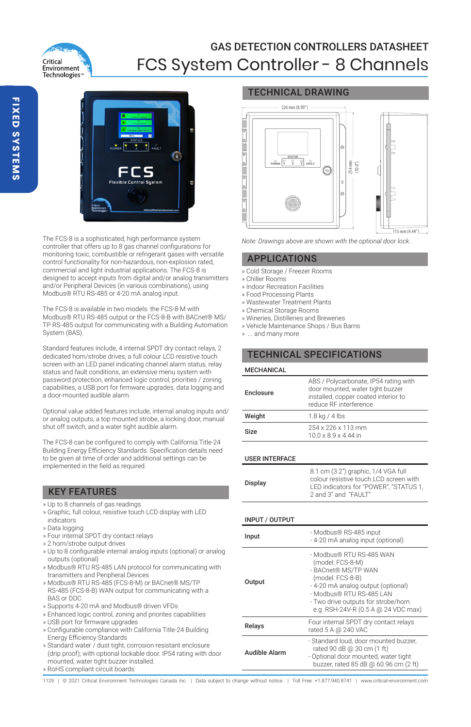# GAS DETECTION CONTROLLERS DATASHEET

# FCS System Controller - 8 Channels

The FCS-8 is a sophisticated, high performance system controller that offers up to 8 gas channel configurations for monitoring toxic, combustible or refrigerant gases with versatile control functionality for non-hazardous, non-explosion rated, commercial and light industrial applications. The FCS-8 is designed to accept inputs from digital and/or analog transmitters and/or Peripheral Devices (in various combinations), using Modbus® RTU RS-485 or 4-20 mA analog input.

The FCS-8 is available in two models: the FCS-8-M with Modbus® RTU RS-485 output or the FCS-8-B with BACnet® MS/TP RS-485 output for communicating with a Building Automation System (BAS).

Standard features include, 4 internal SPDT dry contact relays, 2 dedicated horn/strobe drives, a full colour LCD resistive touch screen with an LED panel indicating channel alarm status, relay status and fault conditions, an extensive menu system with password protection, enhanced logic control, priorities / zoning capabilities, a USB port for firmware upgrades, data logging and a door-mounted audible alarm.

Optional value added features include, internal analog inputs and/or analog outputs, a top mounted strobe, a locking door, manual shut off switch, and a water tight audible alarm.

The FCS-8 can be configured to comply with California Title-24 Building Energy Efficiency Standards. Specification details need to be given at time of order and additional settings can be implemented in the field as required.

## KEY FEATURES

- Up to 8 channels of gas readings
- Graphic, full colour, resistive touch LCD display with LED indicators
- Data logging
- Four internal SPDT dry contact relays
- 2 horn/strobe output drives
- Up to 8 configurable internal analog inputs (optional) or analog outputs (optional)
- Modbus® RTU RS-485 LAN protocol for communicating with transmitters and Peripheral Devices
- Modbus® RTU RS-485 (FCS-8-M) or BACnet® MS/TP RS-485 (FCS-8-B) WAN output for communicating with a BAS or DDC
- Supports 4-20 mA and Modbus® driven VFDs
- Enhanced logic control, zoning and priorites capabilities
- USB port for firmware upgrades
- Configurable compliance with California Title-24 Building Energy Efficiency Standards
- Standard water / dust tight, corrosion resistant enclosure (drip proof); with optional lockable door. IP54 rating with door mounted, water tight buzzer installed.
- RoHS compliant circuit boards

## TECHNICAL DRAWING

*Note: Drawings above are shown with the optional door lock.*

## APPLICATIONS

- Cold Storage / Freezer Rooms
- Chiller Rooms
- Indoor Recreation Facilities
- Food Processing Plants
- Wastewater Treatment Plants
- Chemical Storage Rooms
- Wineries, Distilleries and Breweries
- Vehicle Maintenance Shops / Bus Barns
- ... and many more

## TECHNICAL SPECIFICATIONS

### MECHANICAL

| | |
|---|---|
| **Enclosure** | ABS / Polycarbonate, IP54 rating with door mounted, water tight buzzer installed, copper coated interior to reduce RF interference |
| **Weight** | 1.8 kg / 4 lbs |
| **Size** | 254 x 226 x 113 mm<br>10.0 x 8.9 x 4.44 in |

### USER INTERFACE

| | |
|---|---|
| **Display** | 8.1 cm (3.2") graphic, 1/4 VGA full colour resistive touch LCD screen with LED indicators for "POWER", "STATUS 1, 2 and 3" and "FAULT" |

### INPUT / OUTPUT

| | |
|---|---|
| **Input** | - Modbus® RS-485 input<br>- 4-20 mA analog input (optional) |
| **Output** | - Modbus® RTU RS-485 WAN (model: FCS-8-M)<br>- BACnet® MS/TP WAN (model: FCS-8-B)<br>- 4-20 mA analog output (optional)<br>- Modbus® RTU RS-485 LAN<br>- Two drive outputs for strobe/horn e.g. RSH-24V-R (0.5 A @ 24 VDC max) |
| **Relays** | Four internal SPDT dry contact relays rated 5 A @ 240 VAC |
| **Audible Alarm** | - Standard loud, door mounted buzzer, rated 90 dB @ 30 cm (1 ft)<br>- Optional door mounted, water tight buzzer, rated 85 dB @ 60.96 cm (2 ft) |

1129 | © 2021 Critical Environment Technologies Canada Inc. | Data subject to change without notice. | Toll Free: +1.877.940.8741 | www.critical-environment.com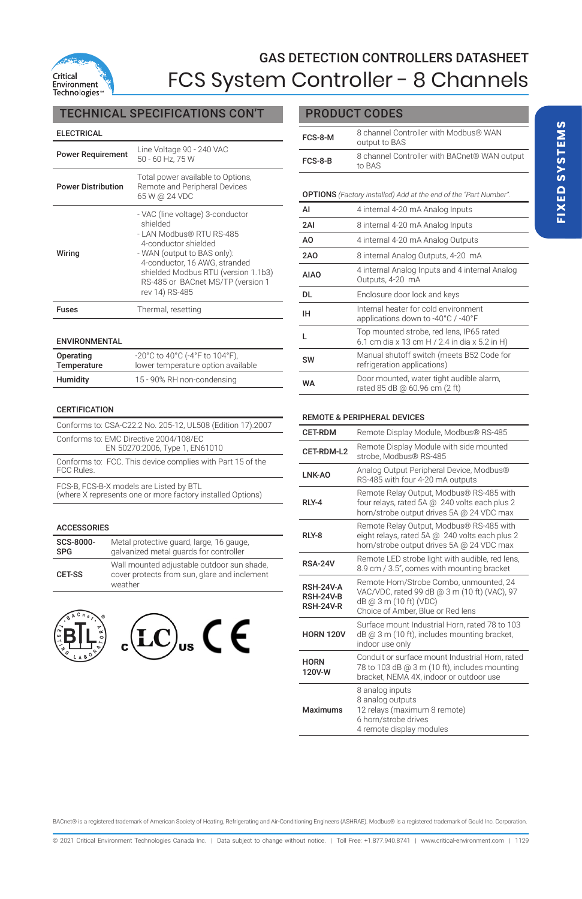# GAS DETECTION CONTROLLERS DATASHEET

## FCS System Controller - 8 Channels

## TECHNICAL SPECIFICATIONS CON'T

### ELECTRICAL

| | |
|---|---|
| **Power Requirement** | Line Voltage 90 - 240 VAC<br>50 - 60 Hz, 75 W |
| **Power Distribution** | Total power available to Options, Remote and Peripheral Devices<br>65 W @ 24 VDC |
| **Wiring** | - VAC (line voltage) 3-conductor shielded<br>- LAN Modbus® RTU RS-485 4-conductor shielded<br>- WAN (output to BAS only): 4-conductor, 16 AWG, stranded shielded Modbus RTU (version 1.1b3) RS-485 or BACnet MS/TP (version 1 rev 14) RS-485 |
| **Fuses** | Thermal, resetting |

### ENVIRONMENTAL

| | |
|---|---|
| **Operating Temperature** | -20°C to 40°C (-4°F to 104°F), lower temperature option available |
| **Humidity** | 15 - 90% RH non-condensing |

### CERTIFICATION

Conforms to: CSA-C22.2 No. 205-12, UL508 (Edition 17):2007

Conforms to: EMC Directive 2004/108/EC EN 50270:2006, Type 1, EN61010

Conforms to: FCC. This device complies with Part 15 of the FCC Rules.

FCS-B, FCS-B-X models are Listed by BTL (where X represents one or more factory installed Options)

### ACCESSORIES

| | |
|---|---|
| **SCS-8000-SPG** | Metal protective guard, large, 16 gauge, galvanized metal guards for controller |
| **CET-SS** | Wall mounted adjustable outdoor sun shade, cover protects from sun, glare and inclement weather |

## PRODUCT CODES

| | |
|---|---|
| **FCS-8-M** | 8 channel Controller with Modbus® WAN output to BAS |
| **FCS-8-B** | 8 channel Controller with BACnet® WAN output to BAS |

**OPTIONS** *(Factory installed) Add at the end of the "Part Number".*

| | |
|---|---|
| **AI** | 4 internal 4-20 mA Analog Inputs |
| **2AI** | 8 internal 4-20 mA Analog Inputs |
| **AO** | 4 internal 4-20 mA Analog Outputs |
| **2AO** | 8 internal Analog Outputs, 4-20 mA |
| **AIAO** | 4 internal Analog Inputs and 4 internal Analog Outputs, 4-20 mA |
| **DL** | Enclosure door lock and keys |
| **IH** | Internal heater for cold environment applications down to -40°C / -40°F |
| **L** | Top mounted strobe, red lens, IP65 rated 6.1 cm dia x 13 cm H / 2.4 in dia x 5.2 in H) |
| **SW** | Manual shutoff switch (meets B52 Code for refrigeration applications) |
| **WA** | Door mounted, water tight audible alarm, rated 85 dB @ 60.96 cm (2 ft) |

### REMOTE & PERIPHERAL DEVICES

| | |
|---|---|
| **CET-RDM** | Remote Display Module, Modbus® RS-485 |
| **CET-RDM-L2** | Remote Display Module with side mounted strobe, Modbus® RS-485 |
| **LNK-AO** | Analog Output Peripheral Device, Modbus® RS-485 with four 4-20 mA outputs |
| **RLY-4** | Remote Relay Output, Modbus® RS-485 with four relays, rated 5A @ 240 volts each plus 2 horn/strobe output drives 5A @ 24 VDC max |
| **RLY-8** | Remote Relay Output, Modbus® RS-485 with eight relays, rated 5A @ 240 volts each plus 2 horn/strobe output drives 5A @ 24 VDC max |
| **RSA-24V** | Remote LED strobe light with audible, red lens, 8.9 cm / 3.5", comes with mounting bracket |
| **RSH-24V-A<br>RSH-24V-B<br>RSH-24V-R** | Remote Horn/Strobe Combo, unmounted, 24 VAC/VDC, rated 99 dB @ 3 m (10 ft) (VAC), 97 dB @ 3 m (10 ft) (VDC)<br>Choice of Amber, Blue or Red lens |
| **HORN 120V** | Surface mount Industrial Horn, rated 78 to 103 dB @ 3 m (10 ft), includes mounting bracket, indoor use only |
| **HORN 120V-W** | Conduit or surface mount Industrial Horn, rated 78 to 103 dB @ 3 m (10 ft), includes mounting bracket, NEMA 4X, indoor or outdoor use |
| **Maximums** | 8 analog inputs<br>8 analog outputs<br>12 relays (maximum 8 remote)<br>6 horn/strobe drives<br>4 remote display modules |

BACnet® is a registered trademark of American Society of Heating, Refrigerating and Air-Conditioning Engineers (ASHRAE). Modbus® is a registered trademark of Gould Inc. Corporation.

© 2021 Critical Environment Technologies Canada Inc. | Data subject to change without notice. | Toll Free: +1.877.940.8741 | www.critical-environment.com | 1129